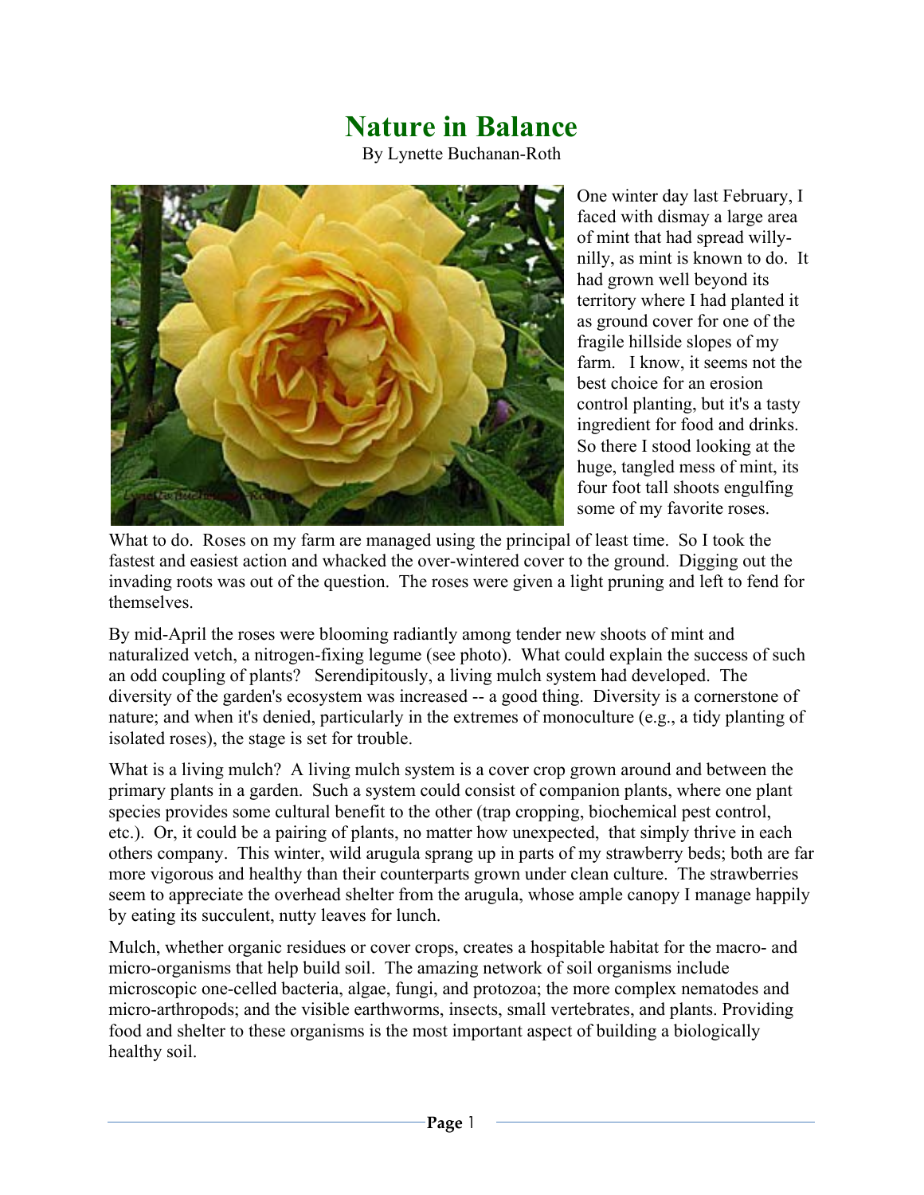# Nature in Balance

By Lynette Buchanan-Roth

One winter day last February, I faced with dismay a large area of mint that had spread willy-nilly, as mint is known to do. It had grown well beyond its territory where I had planted it as ground cover for one of the fragile hillside slopes of my farm. I know, it seems not the best choice for an erosion control planting, but it's a tasty ingredient for food and drinks. So there I stood looking at the huge, tangled mess of mint, its four foot tall shoots engulfing some of my favorite roses.

What to do. Roses on my farm are managed using the principal of least time. So I took the fastest and easiest action and whacked the over-wintered cover to the ground. Digging out the invading roots was out of the question. The roses were given a light pruning and left to fend for themselves.

By mid-April the roses were blooming radiantly among tender new shoots of mint and naturalized vetch, a nitrogen-fixing legume (see photo). What could explain the success of such an odd coupling of plants? Serendipitously, a living mulch system had developed. The diversity of the garden's ecosystem was increased -- a good thing. Diversity is a cornerstone of nature; and when it's denied, particularly in the extremes of monoculture (e.g., a tidy planting of isolated roses), the stage is set for trouble.

What is a living mulch? A living mulch system is a cover crop grown around and between the primary plants in a garden. Such a system could consist of companion plants, where one plant species provides some cultural benefit to the other (trap cropping, biochemical pest control, etc.). Or, it could be a pairing of plants, no matter how unexpected, that simply thrive in each others company. This winter, wild arugula sprang up in parts of my strawberry beds; both are far more vigorous and healthy than their counterparts grown under clean culture. The strawberries seem to appreciate the overhead shelter from the arugula, whose ample canopy I manage happily by eating its succulent, nutty leaves for lunch.

Mulch, whether organic residues or cover crops, creates a hospitable habitat for the macro- and micro-organisms that help build soil. The amazing network of soil organisms include microscopic one-celled bacteria, algae, fungi, and protozoa; the more complex nematodes and micro-arthropods; and the visible earthworms, insects, small vertebrates, and plants. Providing food and shelter to these organisms is the most important aspect of building a biologically healthy soil.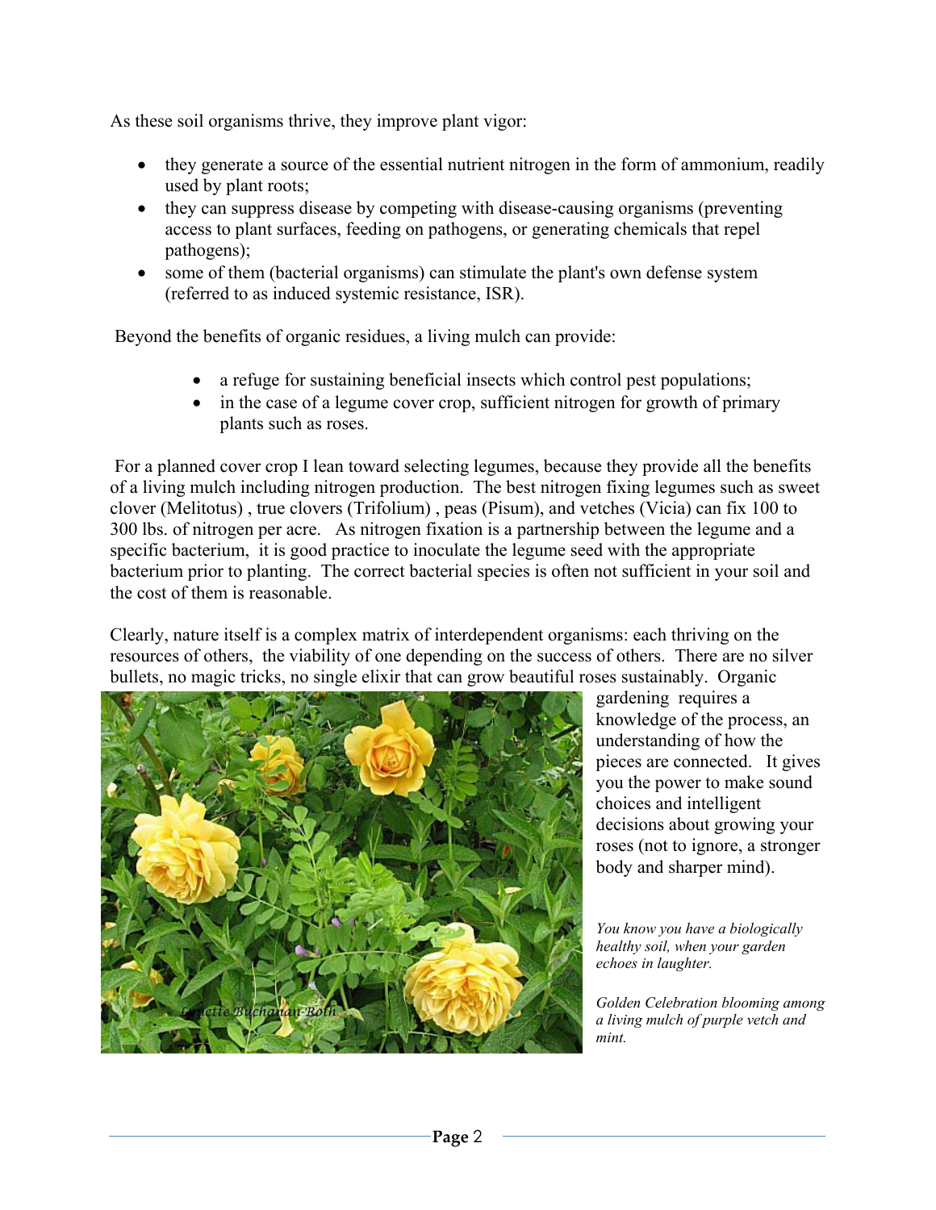As these soil organisms thrive, they improve plant vigor:

- they generate a source of the essential nutrient nitrogen in the form of ammonium, readily used by plant roots;
- they can suppress disease by competing with disease-causing organisms (preventing access to plant surfaces, feeding on pathogens, or generating chemicals that repel pathogens);
- some of them (bacterial organisms) can stimulate the plant's own defense system (referred to as induced systemic resistance, ISR).

Beyond the benefits of organic residues, a living mulch can provide:

- a refuge for sustaining beneficial insects which control pest populations;
- in the case of a legume cover crop, sufficient nitrogen for growth of primary plants such as roses.

For a planned cover crop I lean toward selecting legumes, because they provide all the benefits of a living mulch including nitrogen production. The best nitrogen fixing legumes such as sweet clover (Melitotus) , true clovers (Trifolium) , peas (Pisum), and vetches (Vicia) can fix 100 to 300 lbs. of nitrogen per acre. As nitrogen fixation is a partnership between the legume and a specific bacterium, it is good practice to inoculate the legume seed with the appropriate bacterium prior to planting. The correct bacterial species is often not sufficient in your soil and the cost of them is reasonable.

Clearly, nature itself is a complex matrix of interdependent organisms: each thriving on the resources of others, the viability of one depending on the success of others. There are no silver bullets, no magic tricks, no single elixir that can grow beautiful roses sustainably. Organic gardening requires a knowledge of the process, an understanding of how the pieces are connected. It gives you the power to make sound choices and intelligent decisions about growing your roses (not to ignore, a stronger body and sharper mind).

*You know you have a biologically healthy soil, when your garden echoes in laughter.*

*Golden Celebration blooming among a living mulch of purple vetch and mint.*